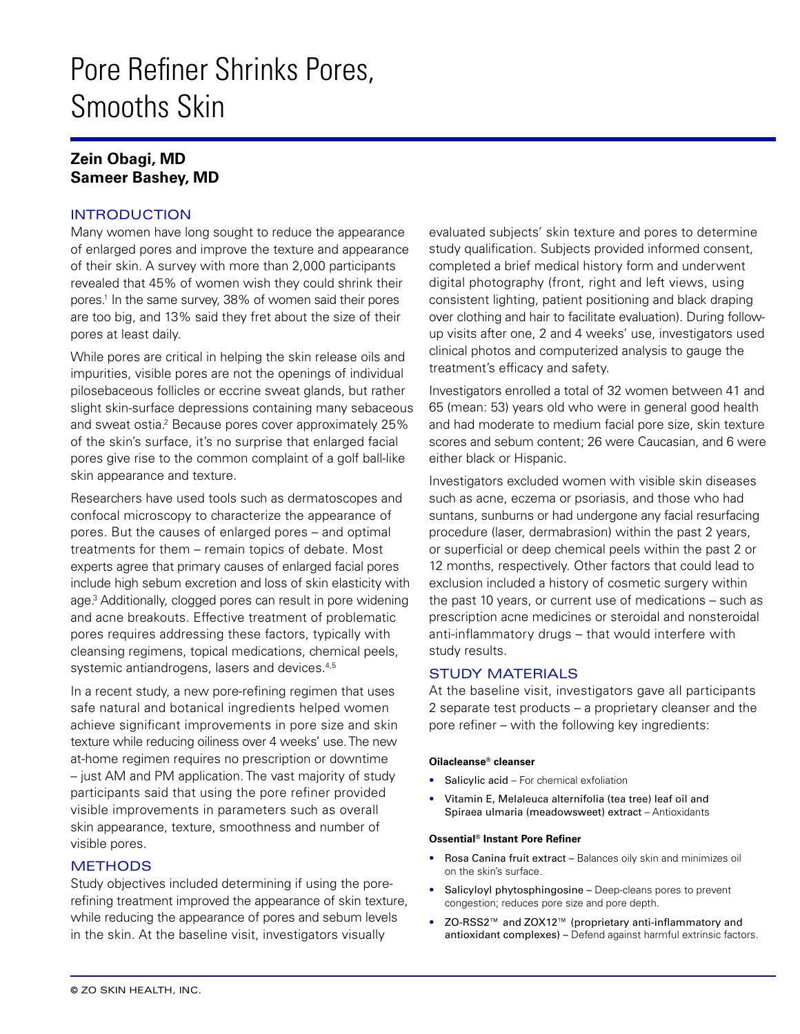# Pore Refiner Shrinks Pores, Smooths Skin

**Zein Obagi, MD**
**Sameer Bashey, MD**

## INTRODUCTION

Many women have long sought to reduce the appearance of enlarged pores and improve the texture and appearance of their skin. A survey with more than 2,000 participants revealed that 45% of women wish they could shrink their pores.[1] In the same survey, 38% of women said their pores are too big, and 13% said they fret about the size of their pores at least daily.

While pores are critical in helping the skin release oils and impurities, visible pores are not the openings of individual pilosebaceous follicles or eccrine sweat glands, but rather slight skin-surface depressions containing many sebaceous and sweat ostia.[2] Because pores cover approximately 25% of the skin's surface, it's no surprise that enlarged facial pores give rise to the common complaint of a golf ball-like skin appearance and texture.

Researchers have used tools such as dermatoscopes and confocal microscopy to characterize the appearance of pores. But the causes of enlarged pores – and optimal treatments for them – remain topics of debate. Most experts agree that primary causes of enlarged facial pores include high sebum excretion and loss of skin elasticity with age.[3] Additionally, clogged pores can result in pore widening and acne breakouts. Effective treatment of problematic pores requires addressing these factors, typically with cleansing regimens, topical medications, chemical peels, systemic antiandrogens, lasers and devices.[4,5]

In a recent study, a new pore-refining regimen that uses safe natural and botanical ingredients helped women achieve significant improvements in pore size and skin texture while reducing oiliness over 4 weeks' use. The new at-home regimen requires no prescription or downtime – just AM and PM application. The vast majority of study participants said that using the pore refiner provided visible improvements in parameters such as overall skin appearance, texture, smoothness and number of visible pores.

## METHODS

Study objectives included determining if using the pore-refining treatment improved the appearance of skin texture, while reducing the appearance of pores and sebum levels in the skin. At the baseline visit, investigators visually evaluated subjects' skin texture and pores to determine study qualification. Subjects provided informed consent, completed a brief medical history form and underwent digital photography (front, right and left views, using consistent lighting, patient positioning and black draping over clothing and hair to facilitate evaluation). During follow-up visits after one, 2 and 4 weeks' use, investigators used clinical photos and computerized analysis to gauge the treatment's efficacy and safety.

Investigators enrolled a total of 32 women between 41 and 65 (mean: 53) years old who were in general good health and had moderate to medium facial pore size, skin texture scores and sebum content; 26 were Caucasian, and 6 were either black or Hispanic.

Investigators excluded women with visible skin diseases such as acne, eczema or psoriasis, and those who had suntans, sunburns or had undergone any facial resurfacing procedure (laser, dermabrasion) within the past 2 years, or superficial or deep chemical peels within the past 2 or 12 months, respectively. Other factors that could lead to exclusion included a history of cosmetic surgery within the past 10 years, or current use of medications – such as prescription acne medicines or steroidal and nonsteroidal anti-inflammatory drugs – that would interfere with study results.

## STUDY MATERIALS

At the baseline visit, investigators gave all participants 2 separate test products – a proprietary cleanser and the pore refiner – with the following key ingredients:

**Oilacleanse® cleanser**

- Salicylic acid – For chemical exfoliation
- Vitamin E, Melaleuca alternifolia (tea tree) leaf oil and Spiraea ulmaria (meadowsweet) extract – Antioxidants

**Ossential® Instant Pore Refiner**

- Rosa Canina fruit extract – Balances oily skin and minimizes oil on the skin's surface.
- Salicyloyl phytosphingosine – Deep-cleans pores to prevent congestion; reduces pore size and pore depth.
- ZO-RSS2™ and ZOX12™ (proprietary anti-inflammatory and antioxidant complexes) – Defend against harmful extrinsic factors.

© ZO SKIN HEALTH, INC.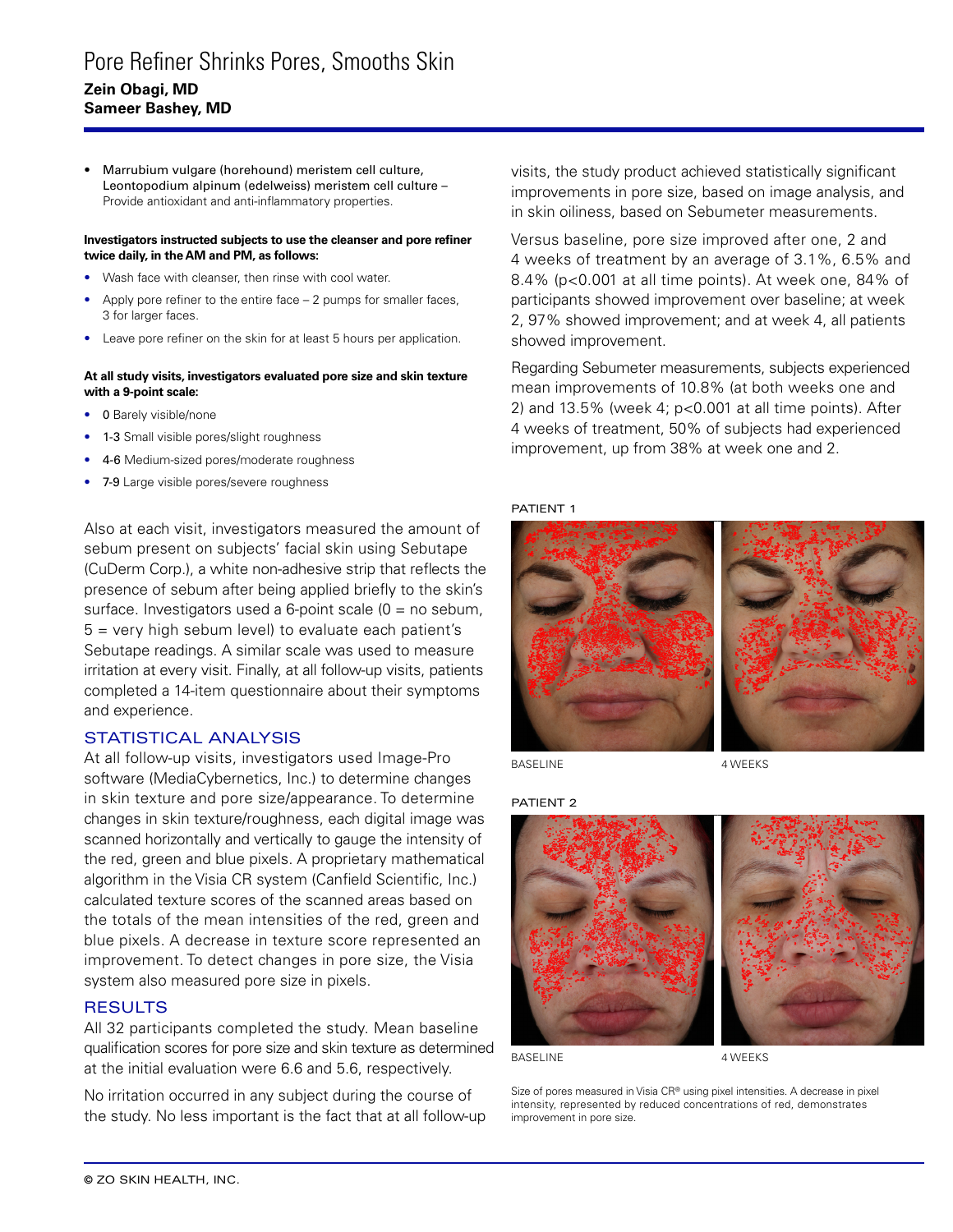- Marrubium vulgare (horehound) meristem cell culture, Leontopodium alpinum (edelweiss) meristem cell culture – Provide antioxidant and anti-inflammatory properties.

**Investigators instructed subjects to use the cleanser and pore refiner twice daily, in the AM and PM, as follows:**

- Wash face with cleanser, then rinse with cool water.
- Apply pore refiner to the entire face – 2 pumps for smaller faces, 3 for larger faces.
- Leave pore refiner on the skin for at least 5 hours per application.

**At all study visits, investigators evaluated pore size and skin texture with a 9-point scale:**

- 0 Barely visible/none
- 1-3 Small visible pores/slight roughness
- 4-6 Medium-sized pores/moderate roughness
- 7-9 Large visible pores/severe roughness

Also at each visit, investigators measured the amount of sebum present on subjects' facial skin using Sebutape (CuDerm Corp.), a white non-adhesive strip that reflects the presence of sebum after being applied briefly to the skin's surface. Investigators used a 6-point scale (0 = no sebum, 5 = very high sebum level) to evaluate each patient's Sebutape readings. A similar scale was used to measure irritation at every visit. Finally, at all follow-up visits, patients completed a 14-item questionnaire about their symptoms and experience.

## STATISTICAL ANALYSIS

At all follow-up visits, investigators used Image-Pro software (MediaCybernetics, Inc.) to determine changes in skin texture and pore size/appearance. To determine changes in skin texture/roughness, each digital image was scanned horizontally and vertically to gauge the intensity of the red, green and blue pixels. A proprietary mathematical algorithm in the Visia CR system (Canfield Scientific, Inc.) calculated texture scores of the scanned areas based on the totals of the mean intensities of the red, green and blue pixels. A decrease in texture score represented an improvement. To detect changes in pore size, the Visia system also measured pore size in pixels.

## RESULTS

All 32 participants completed the study. Mean baseline qualification scores for pore size and skin texture as determined at the initial evaluation were 6.6 and 5.6, respectively.

No irritation occurred in any subject during the course of the study. No less important is the fact that at all follow-up visits, the study product achieved statistically significant improvements in pore size, based on image analysis, and in skin oiliness, based on Sebumeter measurements.

Versus baseline, pore size improved after one, 2 and 4 weeks of treatment by an average of 3.1%, 6.5% and 8.4% ($p<0.001$ at all time points). At week one, 84% of participants showed improvement over baseline; at week 2, 97% showed improvement; and at week 4, all patients showed improvement.

Regarding Sebumeter measurements, subjects experienced mean improvements of 10.8% (at both weeks one and 2) and 13.5% (week 4; $p<0.001$ at all time points). After 4 weeks of treatment, 50% of subjects had experienced improvement, up from 38% at week one and 2.

PATIENT 1

BASELINE 4 WEEKS

PATIENT 2

BASELINE 4 WEEKS

Size of pores measured in Visia CR® using pixel intensities. A decrease in pixel intensity, represented by reduced concentrations of red, demonstrates improvement in pore size.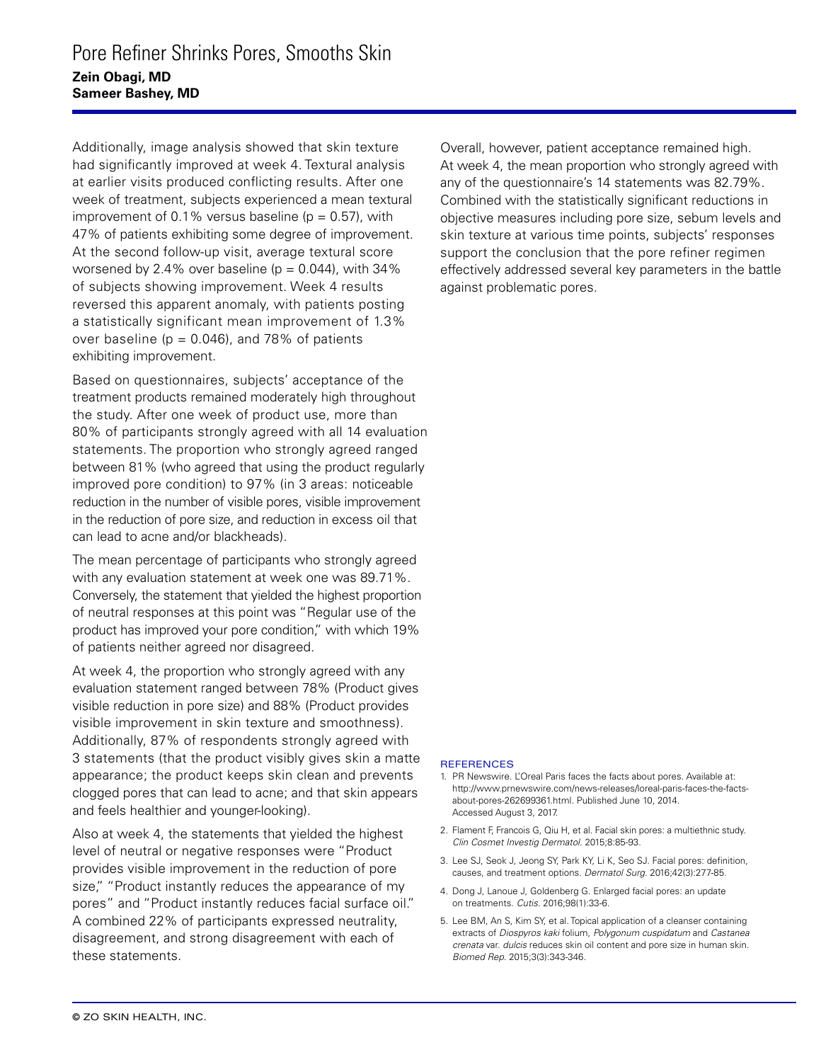Additionally, image analysis showed that skin texture had significantly improved at week 4. Textural analysis at earlier visits produced conflicting results. After one week of treatment, subjects experienced a mean textural improvement of 0.1% versus baseline ($p = 0.57$), with 47% of patients exhibiting some degree of improvement. At the second follow-up visit, average textural score worsened by 2.4% over baseline ($p = 0.044$), with 34% of subjects showing improvement. Week 4 results reversed this apparent anomaly, with patients posting a statistically significant mean improvement of 1.3% over baseline ($p = 0.046$), and 78% of patients exhibiting improvement.

Based on questionnaires, subjects' acceptance of the treatment products remained moderately high throughout the study. After one week of product use, more than 80% of participants strongly agreed with all 14 evaluation statements. The proportion who strongly agreed ranged between 81% (who agreed that using the product regularly improved pore condition) to 97% (in 3 areas: noticeable reduction in the number of visible pores, visible improvement in the reduction of pore size, and reduction in excess oil that can lead to acne and/or blackheads).

The mean percentage of participants who strongly agreed with any evaluation statement at week one was 89.71%. Conversely, the statement that yielded the highest proportion of neutral responses at this point was "Regular use of the product has improved your pore condition," with which 19% of patients neither agreed nor disagreed.

At week 4, the proportion who strongly agreed with any evaluation statement ranged between 78% (Product gives visible reduction in pore size) and 88% (Product provides visible improvement in skin texture and smoothness). Additionally, 87% of respondents strongly agreed with 3 statements (that the product visibly gives skin a matte appearance; the product keeps skin clean and prevents clogged pores that can lead to acne; and that skin appears and feels healthier and younger-looking).

Also at week 4, the statements that yielded the highest level of neutral or negative responses were "Product provides visible improvement in the reduction of pore size," "Product instantly reduces the appearance of my pores" and "Product instantly reduces facial surface oil." A combined 22% of participants expressed neutrality, disagreement, and strong disagreement with each of these statements.

Overall, however, patient acceptance remained high. At week 4, the mean proportion who strongly agreed with any of the questionnaire's 14 statements was 82.79%. Combined with the statistically significant reductions in objective measures including pore size, sebum levels and skin texture at various time points, subjects' responses support the conclusion that the pore refiner regimen effectively addressed several key parameters in the battle against problematic pores.

## REFERENCES

1. PR Newswire. L'Oreal Paris faces the facts about pores. Available at: http://www.prnewswire.com/news-releases/loreal-paris-faces-the-facts-about-pores-262699361.html. Published June 10, 2014. Accessed August 3, 2017.
2. Flament F, Francois G, Qiu H, et al. Facial skin pores: a multiethnic study. *Clin Cosmet Investig Dermatol.* 2015;8:85-93.
3. Lee SJ, Seok J, Jeong SY, Park KY, Li K, Seo SJ. Facial pores: definition, causes, and treatment options. *Dermatol Surg.* 2016;42(3):277-85.
4. Dong J, Lanoue J, Goldenberg G. Enlarged facial pores: an update on treatments. *Cutis.* 2016;98(1):33-6.
5. Lee BM, An S, Kim SY, et al. Topical application of a cleanser containing extracts of *Diospyros kaki* folium, *Polygonum cuspidatum* and *Castanea crenata* var. *dulcis* reduces skin oil content and pore size in human skin. *Biomed Rep.* 2015;3(3):343-346.

© ZO SKIN HEALTH, INC.